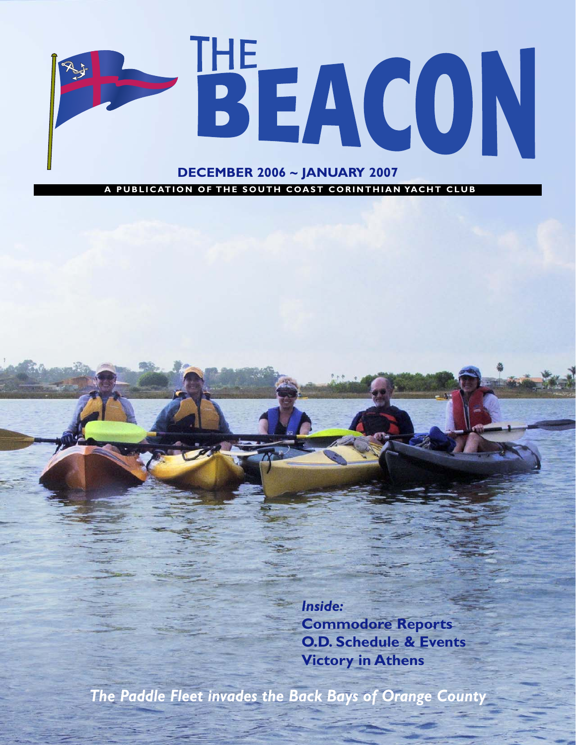# THE BEACON

**DECEMBER 2006 ~ JANUARY 2007**

**A PUBLICATION OF THE SOUTH COAST CORINTHIAN YACHT CLUB**

***Inside:***

**Commodore Reports**

**O.D. Schedule & Events**

**Victory in Athens**

***The Paddle Fleet invades the Back Bays of Orange County***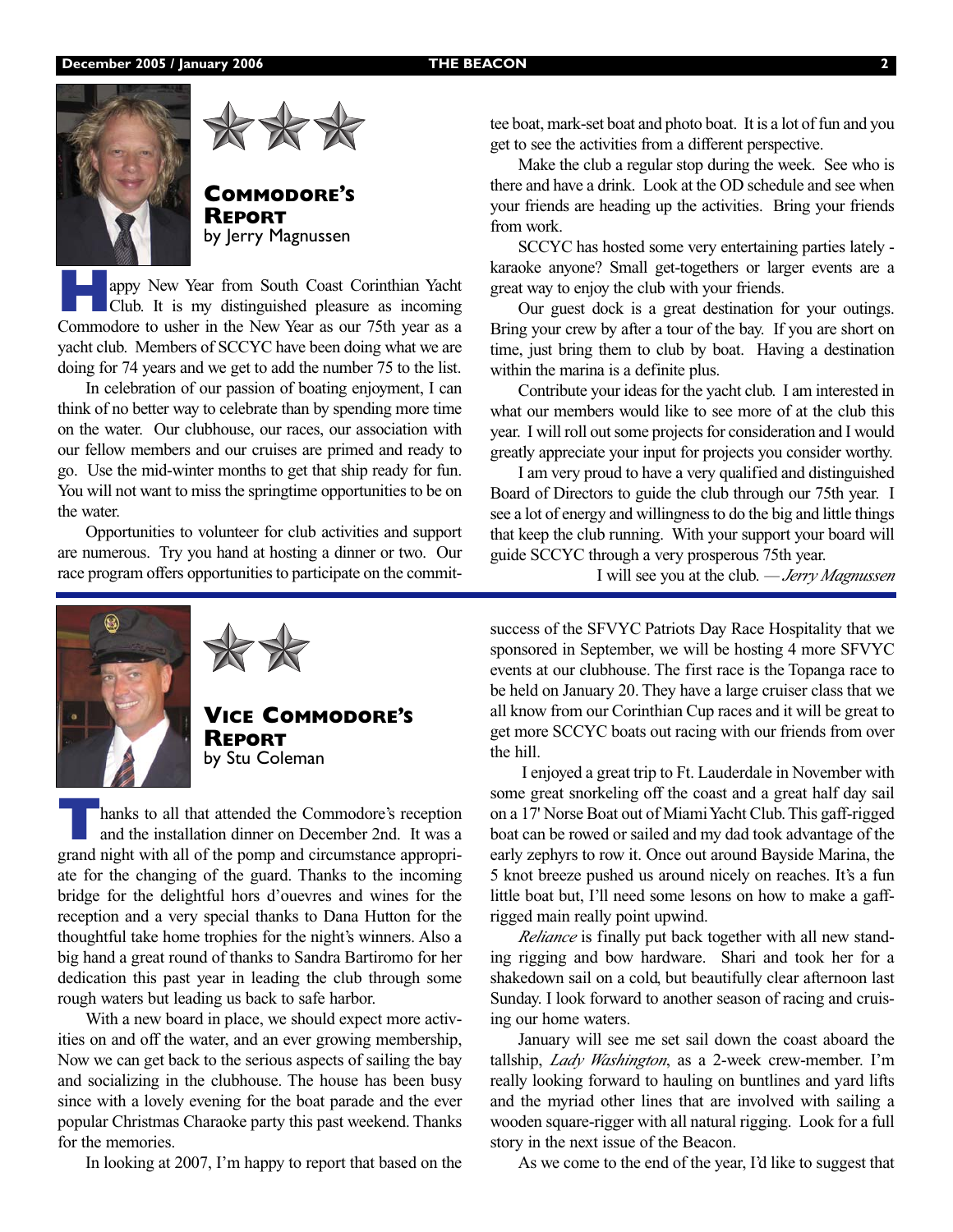## Commodore's Report

by Jerry Magnussen

Happy New Year from South Coast Corinthian Yacht Club. It is my distinguished pleasure as incoming Commodore to usher in the New Year as our 75th year as a yacht club. Members of SCCYC have been doing what we are doing for 74 years and we get to add the number 75 to the list.

In celebration of our passion of boating enjoyment, I can think of no better way to celebrate than by spending more time on the water. Our clubhouse, our races, our association with our fellow members and our cruises are primed and ready to go. Use the mid-winter months to get that ship ready for fun. You will not want to miss the springtime opportunities to be on the water.

Opportunities to volunteer for club activities and support are numerous. Try you hand at hosting a dinner or two. Our race program offers opportunities to participate on the committee boat, mark-set boat and photo boat. It is a lot of fun and you get to see the activities from a different perspective.

Make the club a regular stop during the week. See who is there and have a drink. Look at the OD schedule and see when your friends are heading up the activities. Bring your friends from work.

SCCYC has hosted some very entertaining parties lately - karaoke anyone? Small get-togethers or larger events are a great way to enjoy the club with your friends.

Our guest dock is a great destination for your outings. Bring your crew by after a tour of the bay. If you are short on time, just bring them to club by boat. Having a destination within the marina is a definite plus.

Contribute your ideas for the yacht club. I am interested in what our members would like to see more of at the club this year. I will roll out some projects for consideration and I would greatly appreciate your input for projects you consider worthy.

I am very proud to have a very qualified and distinguished Board of Directors to guide the club through our 75th year. I see a lot of energy and willingness to do the big and little things that keep the club running. With your support your board will guide SCCYC through a very prosperous 75th year.

I will see you at the club. — *Jerry Magnussen*

## Vice Commodore's Report

by Stu Coleman

Thanks to all that attended the Commodore's reception and the installation dinner on December 2nd. It was a grand night with all of the pomp and circumstance appropriate for the changing of the guard. Thanks to the incoming bridge for the delightful hors d'ouevres and wines for the reception and a very special thanks to Dana Hutton for the thoughtful take home trophies for the night's winners. Also a big hand a great round of thanks to Sandra Bartiromo for her dedication this past year in leading the club through some rough waters but leading us back to safe harbor.

With a new board in place, we should expect more activities on and off the water, and an ever growing membership, Now we can get back to the serious aspects of sailing the bay and socializing in the clubhouse. The house has been busy since with a lovely evening for the boat parade and the ever popular Christmas Charaoke party this past weekend. Thanks for the memories.

In looking at 2007, I'm happy to report that based on the success of the SFVYC Patriots Day Race Hospitality that we sponsored in September, we will be hosting 4 more SFVYC events at our clubhouse. The first race is the Topanga race to be held on January 20. They have a large cruiser class that we all know from our Corinthian Cup races and it will be great to get more SCCYC boats out racing with our friends from over the hill.

I enjoyed a great trip to Ft. Lauderdale in November with some great snorkeling off the coast and a great half day sail on a 17' Norse Boat out of Miami Yacht Club. This gaff-rigged boat can be rowed or sailed and my dad took advantage of the early zephyrs to row it. Once out around Bayside Marina, the 5 knot breeze pushed us around nicely on reaches. It's a fun little boat but, I'll need some lesons on how to make a gaff-rigged main really point upwind.

*Reliance* is finally put back together with all new standing rigging and bow hardware. Shari and took her for a shakedown sail on a cold, but beautifully clear afternoon last Sunday. I look forward to another season of racing and cruising our home waters.

January will see me set sail down the coast aboard the tallship, *Lady Washington*, as a 2-week crew-member. I'm really looking forward to hauling on buntlines and yard lifts and the myriad other lines that are involved with sailing a wooden square-rigger with all natural rigging. Look for a full story in the next issue of the Beacon.

As we come to the end of the year, I'd like to suggest that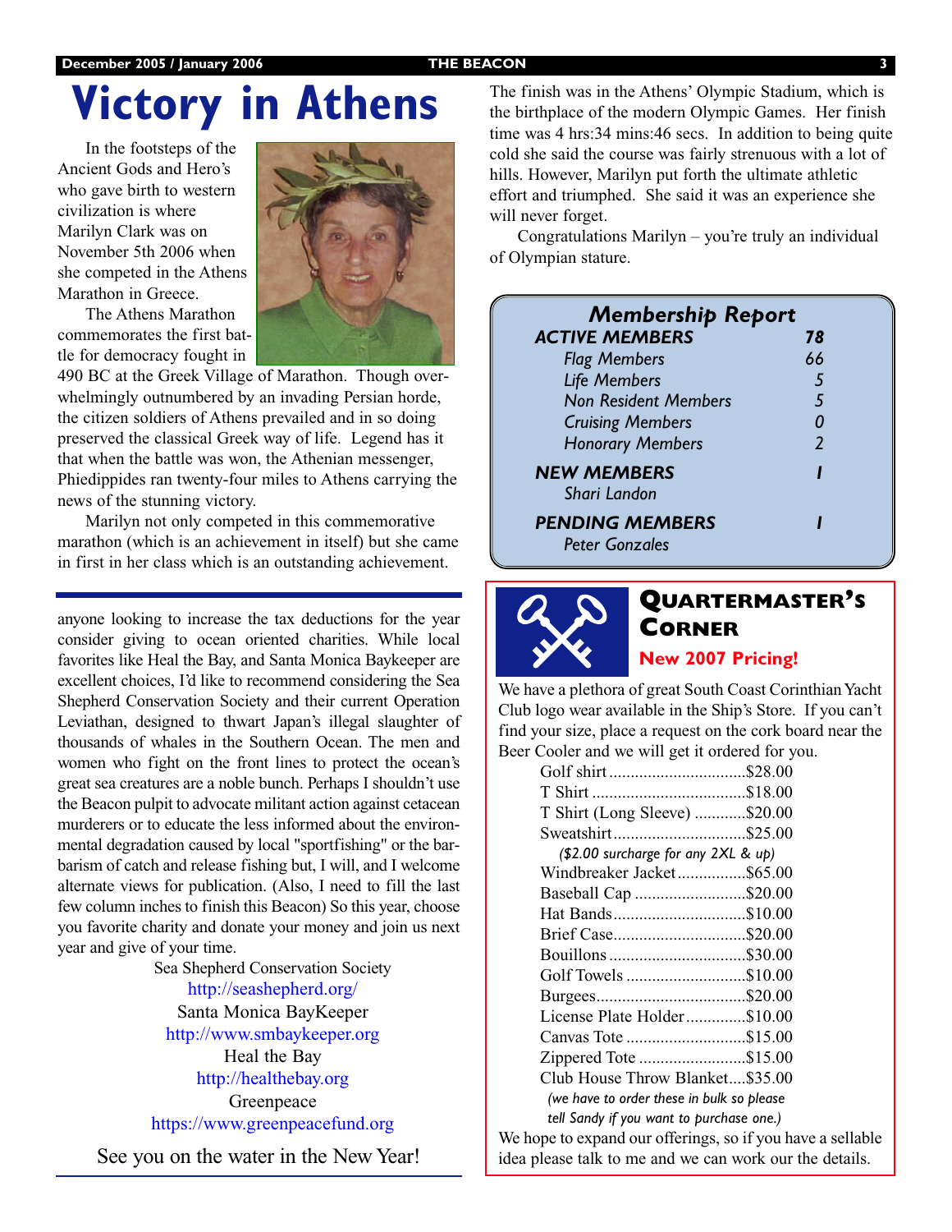# Victory in Athens

In the footsteps of the Ancient Gods and Hero's who gave birth to western civilization is where Marilyn Clark was on November 5th 2006 when she competed in the Athens Marathon in Greece.

The Athens Marathon commemorates the first battle for democracy fought in 490 BC at the Greek Village of Marathon. Though overwhelmingly outnumbered by an invading Persian horde, the citizen soldiers of Athens prevailed and in so doing preserved the classical Greek way of life. Legend has it that when the battle was won, the Athenian messenger, Phiedippides ran twenty-four miles to Athens carrying the news of the stunning victory.

Marilyn not only competed in this commemorative marathon (which is an achievement in itself) but she came in first in her class which is an outstanding achievement.

The finish was in the Athens' Olympic Stadium, which is the birthplace of the modern Olympic Games. Her finish time was 4 hrs:34 mins:46 secs. In addition to being quite cold she said the course was fairly strenuous with a lot of hills. However, Marilyn put forth the ultimate athletic effort and triumphed. She said it was an experience she will never forget.

Congratulations Marilyn – you're truly an individual of Olympian stature.

---

anyone looking to increase the tax deductions for the year consider giving to ocean oriented charities. While local favorites like Heal the Bay, and Santa Monica Baykeeper are excellent choices, I'd like to recommend considering the Sea Shepherd Conservation Society and their current Operation Leviathan, designed to thwart Japan's illegal slaughter of thousands of whales in the Southern Ocean. The men and women who fight on the front lines to protect the ocean's great sea creatures are a noble bunch. Perhaps I shouldn't use the Beacon pulpit to advocate militant action against cetacean murderers or to educate the less informed about the environmental degradation caused by local "sportfishing" or the barbarism of catch and release fishing but, I will, and I welcome alternate views for publication. (Also, I need to fill the last few column inches to finish this Beacon) So this year, choose you favorite charity and donate your money and join us next year and give of your time.

Sea Shepherd Conservation Society
http://seashepherd.org/
Santa Monica BayKeeper
http://www.smbaykeeper.org
Heal the Bay
http://healthebay.org
Greenpeace
https://www.greenpeacefund.org

See you on the water in the New Year!

---

## *Membership Report*

| | |
|---|---|
| ***ACTIVE MEMBERS*** | ***78*** |
| *Flag Members* | *66* |
| *Life Members* | *5* |
| *Non Resident Members* | *5* |
| *Cruising Members* | *0* |
| *Honorary Members* | *2* |
| ***NEW MEMBERS*** | ***1*** |
| *Shari Landon* | |
| ***PENDING MEMBERS*** | ***1*** |
| *Peter Gonzales* | |

## Quartermaster's Corner

**New 2007 Pricing!**

We have a plethora of great South Coast Corinthian Yacht Club logo wear available in the Ship's Store. If you can't find your size, place a request on the cork board near the Beer Cooler and we will get it ordered for you.

| Item | Price |
|---|---|
| Golf shirt | $28.00 |
| T Shirt | $18.00 |
| T Shirt (Long Sleeve) | $20.00 |
| Sweatshirt | $25.00 |
| *($2.00 surcharge for any 2XL & up)* | |
| Windbreaker Jacket | $65.00 |
| Baseball Cap | $20.00 |
| Hat Bands | $10.00 |
| Brief Case | $20.00 |
| Bouillons | $30.00 |
| Golf Towels | $10.00 |
| Burgees | $20.00 |
| License Plate Holder | $10.00 |
| Canvas Tote | $15.00 |
| Zippered Tote | $15.00 |
| Club House Throw Blanket | $35.00 |

*(we have to order these in bulk so please tell Sandy if you want to purchase one.)*

We hope to expand our offerings, so if you have a sellable idea please talk to me and we can work our the details.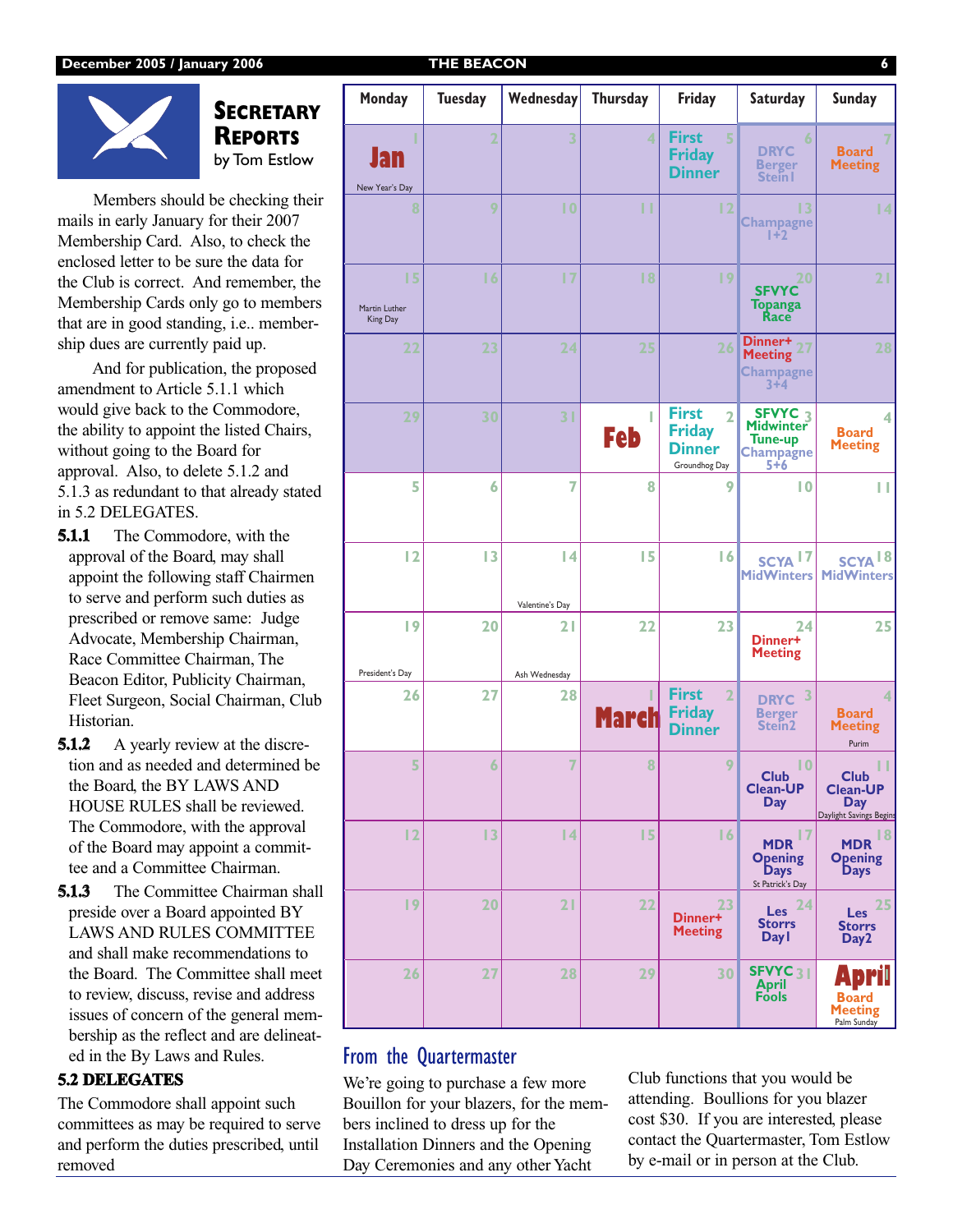## Secretary Reports

by Tom Estlow

Members should be checking their mails in early January for their 2007 Membership Card. Also, to check the enclosed letter to be sure the data for the Club is correct. And remember, the Membership Cards only go to members that are in good standing, i.e.. membership dues are currently paid up.

And for publication, the proposed amendment to Article 5.1.1 which would give back to the Commodore, the ability to appoint the listed Chairs, without going to the Board for approval. Also, to delete 5.1.2 and 5.1.3 as redundant to that already stated in 5.2 DELEGATES.

**5.1.1** The Commodore, with the approval of the Board, may shall appoint the following staff Chairmen to serve and perform such duties as prescribed or remove same: Judge Advocate, Membership Chairman, Race Committee Chairman, The Beacon Editor, Publicity Chairman, Fleet Surgeon, Social Chairman, Club Historian.

**5.1.2** A yearly review at the discretion and as needed and determined be the Board, the BY LAWS AND HOUSE RULES shall be reviewed. The Commodore, with the approval of the Board may appoint a committee and a Committee Chairman.

**5.1.3** The Committee Chairman shall preside over a Board appointed BY LAWS AND RULES COMMITTEE and shall make recommendations to the Board. The Committee shall meet to review, discuss, revise and address issues of concern of the general membership as the reflect and are delineated in the By Laws and Rules.

**5.2 DELEGATES**

The Commodore shall appoint such committees as may be required to serve and perform the duties prescribed, until removed

| Monday | Tuesday | Wednesday | Thursday | Friday | Saturday | Sunday |
|---|---|---|---|---|---|---|
| 1 Jan New Year's Day | 2 | 3 | 4 | 5 First Friday Dinner | 6 DRYC Berger Stein1 | 7 Board Meeting |
| 8 | 9 | 10 | 11 | 12 | 13 Champagne 1+2 | 14 |
| 15 Martin Luther King Day | 16 | 17 | 18 | 19 | 20 SFVYC Topanga Race | 21 |
| 22 | 23 | 24 | 25 | 26 | 27 Dinner+ Meeting Champagne 3+4 | 28 |
| 29 | 30 | 31 | 1 Feb | 2 First Friday Dinner Groundhog Day | 3 SFVYC Midwinter Tune-up Champagne 5+6 | 4 Board Meeting |
| 5 | 6 | 7 | 8 | 9 | 10 | 11 |
| 12 | 13 | 14 Valentine's Day | 15 | 16 | 17 SCYA MidWinters | 18 SCYA MidWinters |
| 19 President's Day | 20 | 21 Ash Wednesday | 22 | 23 | 24 Dinner+ Meeting | 25 |
| 26 | 27 | 28 | 1 March | 2 First Friday Dinner | 3 DRYC Berger Stein2 | 4 Board Meeting Purim |
| 5 | 6 | 7 | 8 | 9 | 10 Club Clean-UP Day | 11 Club Clean-UP Day Daylight Savings Begins |
| 12 | 13 | 14 | 15 | 16 | 17 MDR Opening Days St Patrick's Day | 18 MDR Opening Days |
| 19 | 20 | 21 | 22 | 23 Dinner+ Meeting | 24 Les Storrs Day1 | 25 Les Storrs Day2 |
| 26 | 27 | 28 | 29 | 30 | 31 SFVYC April Fools | April Board Meeting Palm Sunday |

## From the Quartermaster

We're going to purchase a few more Bouillon for your blazers, for the members inclined to dress up for the Installation Dinners and the Opening Day Ceremonies and any other Yacht Club functions that you would be attending. Boullions for you blazer cost $30. If you are interested, please contact the Quartermaster, Tom Estlow by e-mail or in person at the Club.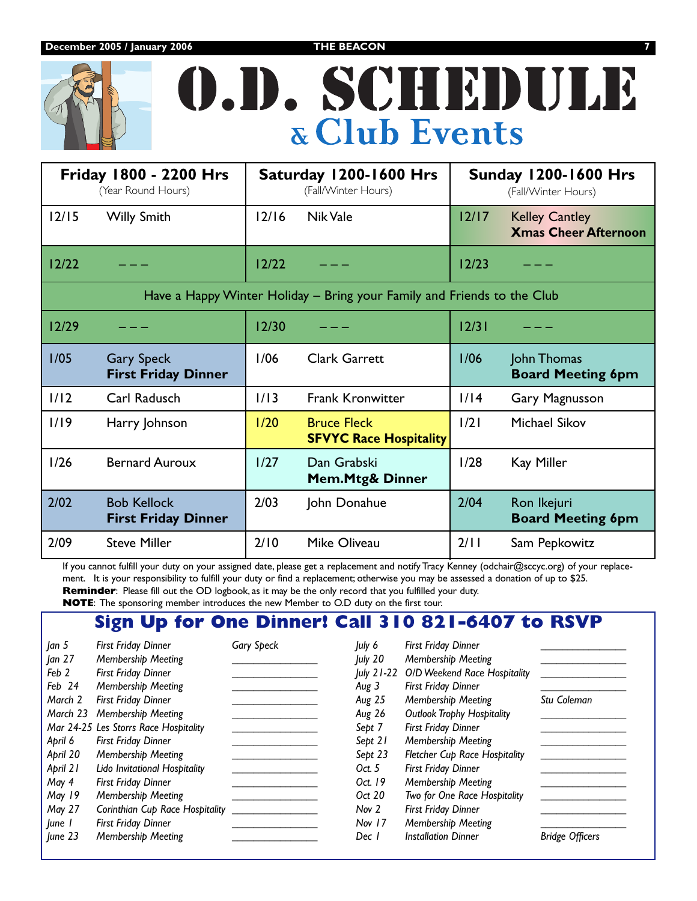# O.D. SCHEDULE

## & Club Events

| Friday 1800 - 2200 Hrs (Year Round Hours) | | Saturday 1200-1600 Hrs (Fall/Winter Hours) | | Sunday 1200-1600 Hrs (Fall/Winter Hours) | |
|---|---|---|---|---|---|
| 12/15 | Willy Smith | 12/16 | Nik Vale | 12/17 | Kelley Cantley **Xmas Cheer Afternoon** |
| 12/22 | – – – | 12/22 | – – – | 12/23 | – – – |
| Have a Happy Winter Holiday – Bring your Family and Friends to the Club | | | | | |
| 12/29 | – – – | 12/30 | – – – | 12/31 | – – – |
| 1/05 | Gary Speck **First Friday Dinner** | 1/06 | Clark Garrett | 1/06 | John Thomas **Board Meeting 6pm** |
| 1/12 | Carl Radusch | 1/13 | Frank Kronwitter | 1/14 | Gary Magnusson |
| 1/19 | Harry Johnson | 1/20 | Bruce Fleck **SFVYC Race Hospitality** | 1/21 | Michael Sikov |
| 1/26 | Bernard Auroux | 1/27 | Dan Grabski **Mem.Mtg& Dinner** | 1/28 | Kay Miller |
| 2/02 | Bob Kellock **First Friday Dinner** | 2/03 | John Donahue | 2/04 | Ron Ikejuri **Board Meeting 6pm** |
| 2/09 | Steve Miller | 2/10 | Mike Oliveau | 2/11 | Sam Pepkowitz |

If you cannot fulfill your duty on your assigned date, please get a replacement and notify Tracy Kenney (odchair@sccyc.org) of your replacement. It is your responsibility to fulfill your duty or find a replacement; otherwise you may be assessed a donation of up to $25.

**Reminder**: Please fill out the OD logbook, as it may be the only record that you fulfilled your duty.

**NOTE**: The sponsoring member introduces the new Member to O.D duty on the first tour.

## Sign Up for One Dinner! Call 310 821-6407 to RSVP

| | | |
|---|---|---|
| *Jan 5* | *First Friday Dinner* | *Gary Speck* |
| *Jan 27* | *Membership Meeting* | ______________ |
| *Feb 2* | *First Friday Dinner* | ______________ |
| *Feb 24* | *Membership Meeting* | ______________ |
| *March 2* | *First Friday Dinner* | ______________ |
| *March 23* | *Membership Meeting* | ______________ |
| *Mar 24-25* | *Les Storrs Race Hospitality* | ______________ |
| *April 6* | *First Friday Dinner* | ______________ |
| *April 20* | *Membership Meeting* | ______________ |
| *April 21* | *Lido Invitational Hospitality* | ______________ |
| *May 4* | *First Friday Dinner* | ______________ |
| *May 19* | *Membership Meeting* | ______________ |
| *May 27* | *Corinthian Cup Race Hospitality* | ______________ |
| *June 1* | *First Friday Dinner* | ______________ |
| *June 23* | *Membership Meeting* | ______________ |
| *July 6* | *First Friday Dinner* | ______________ |
| *July 20* | *Membership Meeting* | ______________ |
| *July 21-22* | *O/D Weekend Race Hospitality* | ______________ |
| *Aug 3* | *First Friday Dinner* | ______________ |
| *Aug 25* | *Membership Meeting* | *Stu Coleman* |
| *Aug 26* | *Outlook Trophy Hospitality* | ______________ |
| *Sept 7* | *First Friday Dinner* | ______________ |
| *Sept 21* | *Membership Meeting* | ______________ |
| *Sept 23* | *Fletcher Cup Race Hospitality* | ______________ |
| *Oct. 5* | *First Friday Dinner* | ______________ |
| *Oct. 19* | *Membership Meeting* | ______________ |
| *Oct 20* | *Two for One Race Hospitality* | ______________ |
| *Nov 2* | *First Friday Dinner* | ______________ |
| *Nov 17* | *Membership Meeting* | ______________ |
| *Dec 1* | *Installation Dinner* | *Bridge Officers* |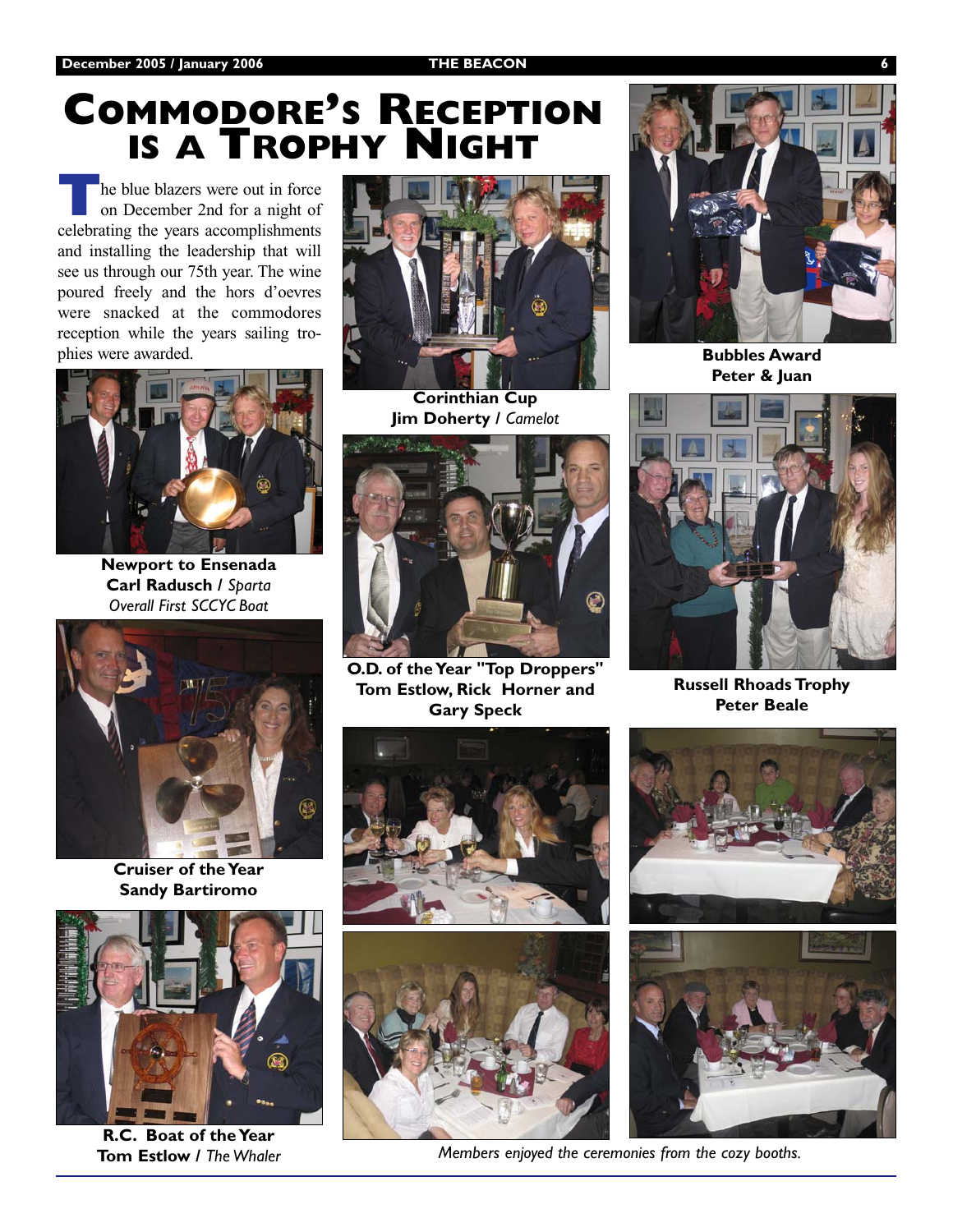# Commodore's Reception is a Trophy Night

The blue blazers were out in force on December 2nd for a night of celebrating the years accomplishments and installing the leadership that will see us through our 75th year. The wine poured freely and the hors d'oevres were snacked at the commodores reception while the years sailing trophies were awarded.

**Newport to Ensenada**
**Carl Radusch /** *Sparta*
*Overall First SCCYC Boat*

**Cruiser of the Year**
**Sandy Bartiromo**

**R.C. Boat of the Year**
**Tom Estlow /** *The Whaler*

**Corinthian Cup**
**Jim Doherty /** *Camelot*

**O.D. of the Year "Top Droppers"**
**Tom Estlow, Rick Horner and Gary Speck**

**Bubbles Award**
**Peter & Juan**

**Russell Rhoads Trophy**
**Peter Beale**

*Members enjoyed the ceremonies from the cozy booths.*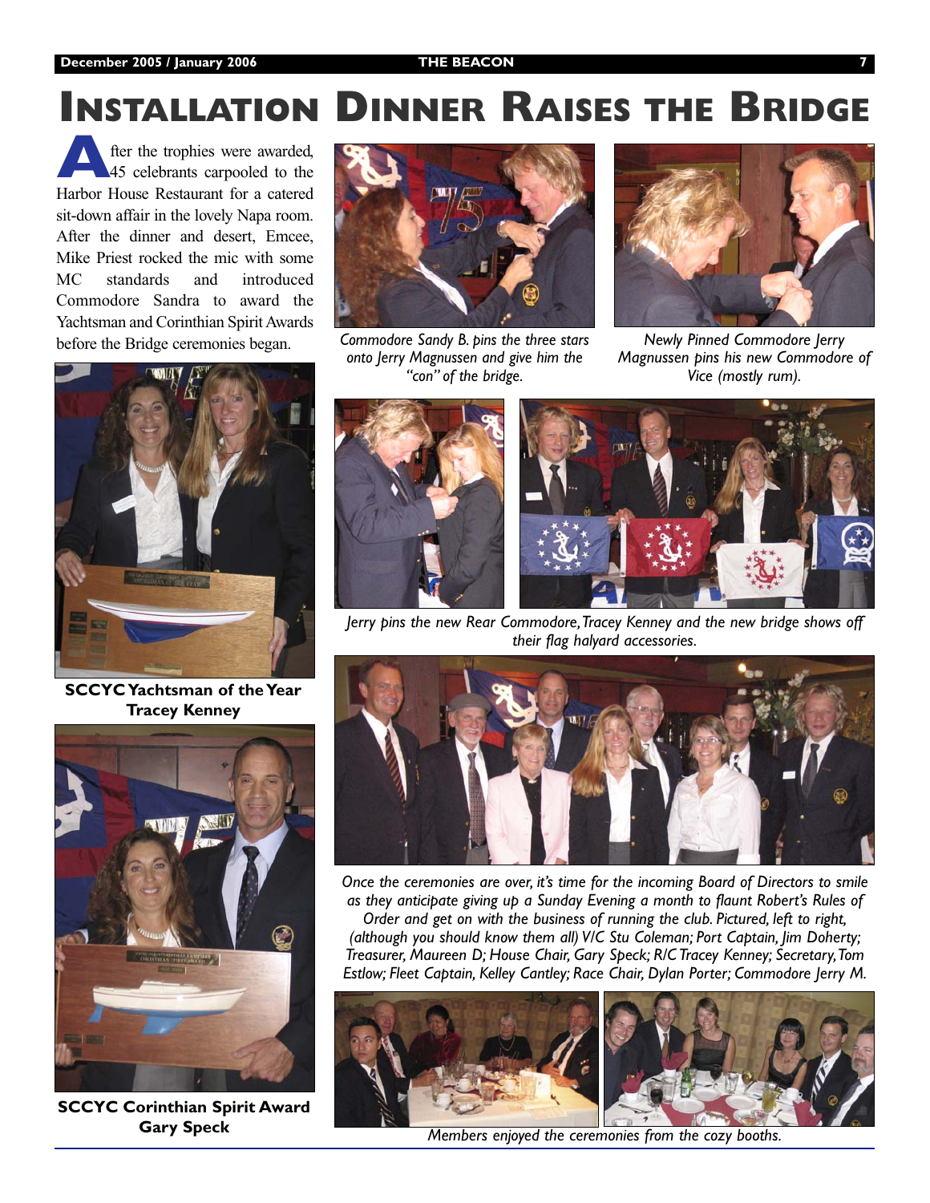# Installation Dinner Raises the Bridge

After the trophies were awarded, 45 celebrants carpooled to the Harbor House Restaurant for a catered sit-down affair in the lovely Napa room. After the dinner and desert, Emcee, Mike Priest rocked the mic with some MC standards and introduced Commodore Sandra to award the Yachtsman and Corinthian Spirit Awards before the Bridge ceremonies began.

*Commodore Sandy B. pins the three stars onto Jerry Magnussen and give him the "con" of the bridge.*

*Newly Pinned Commodore Jerry Magnussen pins his new Commodore of Vice (mostly rum).*

**SCCYC Yachtsman of the Year Tracey Kenney**

*Jerry pins the new Rear Commodore, Tracey Kenney and the new bridge shows off their flag halyard accessories.*

*Once the ceremonies are over, it's time for the incoming Board of Directors to smile as they anticipate giving up a Sunday Evening a month to flaunt Robert's Rules of Order and get on with the business of running the club. Pictured, left to right, (although you should know them all) V/C Stu Coleman; Port Captain, Jim Doherty; Treasurer, Maureen D; House Chair, Gary Speck; R/C Tracey Kenney; Secretary, Tom Estlow; Fleet Captain, Kelley Cantley; Race Chair, Dylan Porter; Commodore Jerry M.*

**SCCYC Corinthian Spirit Award Gary Speck**

*Members enjoyed the ceremonies from the cozy booths.*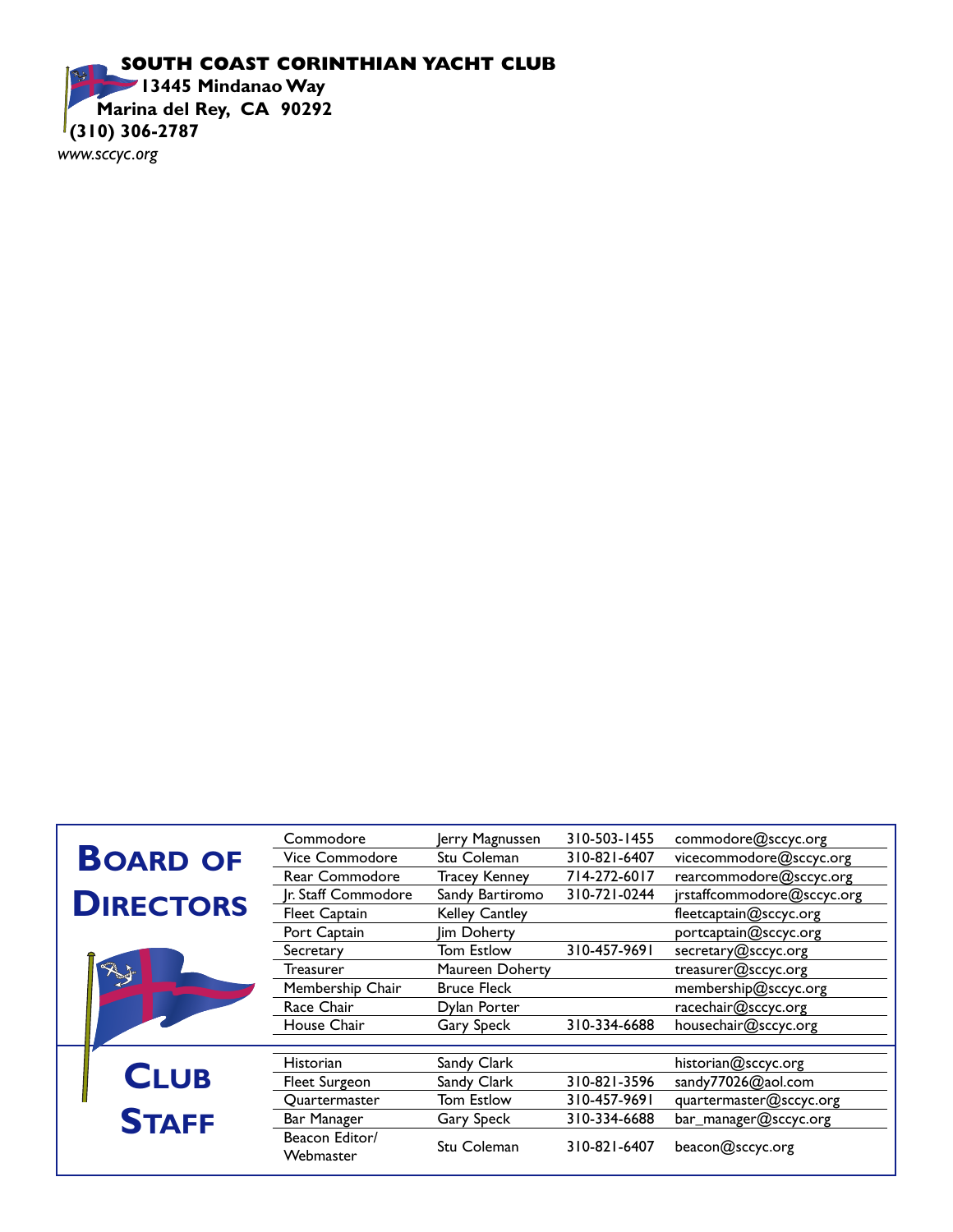**SOUTH COAST CORINTHIAN YACHT CLUB**
**13445 Mindanao Way**
**Marina del Rey, CA 90292**
**(310) 306-2787**
*www.sccyc.org*

## Board of Directors

| | | | |
|---|---|---|---|
| Commodore | Jerry Magnussen | 310-503-1455 | commodore@sccyc.org |
| Vice Commodore | Stu Coleman | 310-821-6407 | vicecommodore@sccyc.org |
| Rear Commodore | Tracey Kenney | 714-272-6017 | rearcommodore@sccyc.org |
| Jr. Staff Commodore | Sandy Bartiromo | 310-721-0244 | jrstaffcommodore@sccyc.org |
| Fleet Captain | Kelley Cantley | | fleetcaptain@sccyc.org |
| Port Captain | Jim Doherty | | portcaptain@sccyc.org |
| Secretary | Tom Estlow | 310-457-9691 | secretary@sccyc.org |
| Treasurer | Maureen Doherty | | treasurer@sccyc.org |
| Membership Chair | Bruce Fleck | | membership@sccyc.org |
| Race Chair | Dylan Porter | | racechair@sccyc.org |
| House Chair | Gary Speck | 310-334-6688 | housechair@sccyc.org |

## Club Staff

| | | | |
|---|---|---|---|
| Historian | Sandy Clark | | historian@sccyc.org |
| Fleet Surgeon | Sandy Clark | 310-821-3596 | sandy77026@aol.com |
| Quartermaster | Tom Estlow | 310-457-9691 | quartermaster@sccyc.org |
| Bar Manager | Gary Speck | 310-334-6688 | bar_manager@sccyc.org |
| Beacon Editor/ Webmaster | Stu Coleman | 310-821-6407 | beacon@sccyc.org |